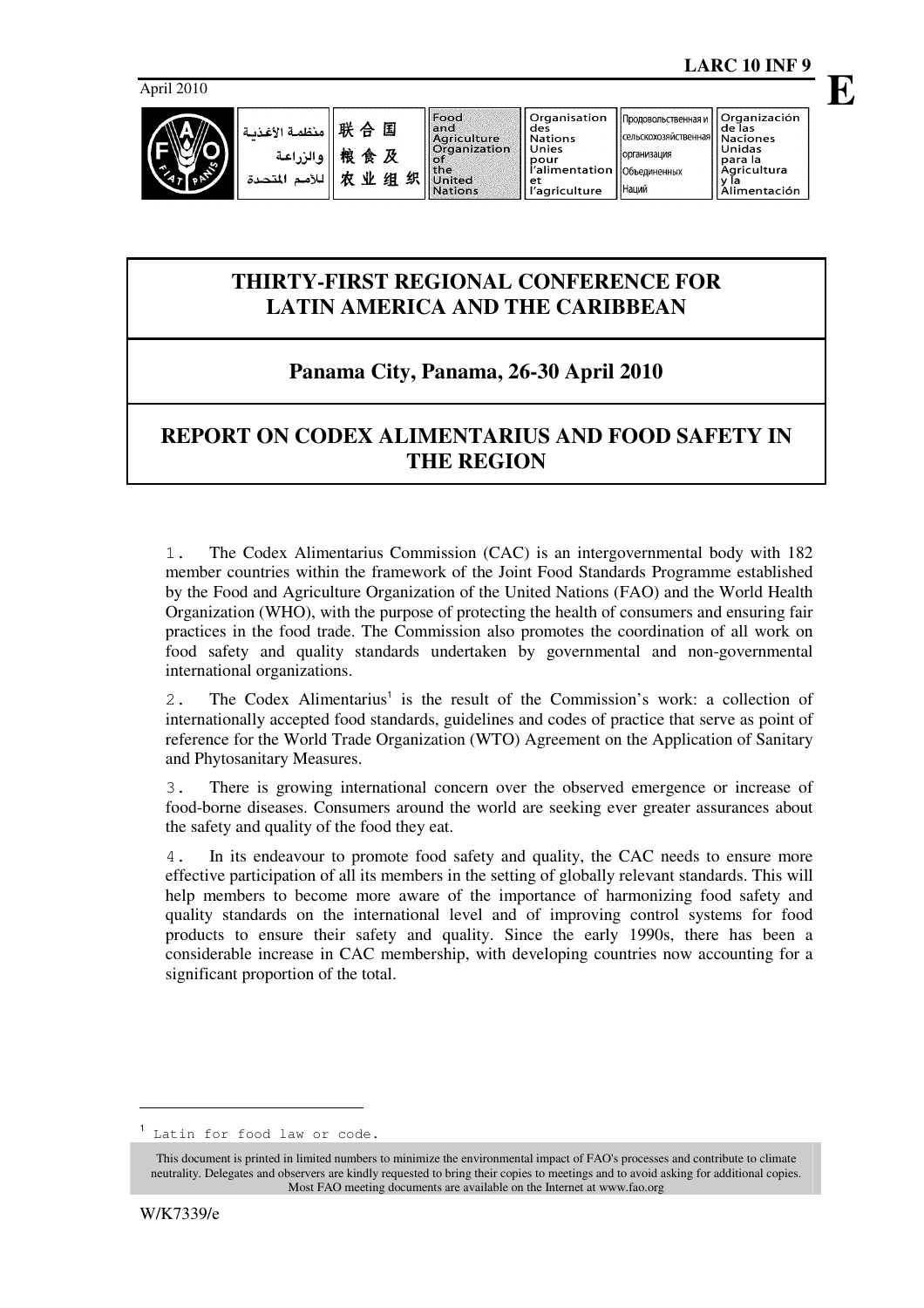LARC 10 INF 9

April 2010

| منظمة الأغذية والزراعة للأمم المتحدة | 联合国粮食及农业组织 | Food and Agriculture Organization of the United Nations | Organisation des Nations Unies pour l'alimentation et l'agriculture | Продовольственная и сельскохозяйственная организация Объединенных Наций | Organización de las Naciones Unidas para la Agricultura y la Alimentación |
|---|---|---|---|---|---|

# THIRTY-FIRST REGIONAL CONFERENCE FOR LATIN AMERICA AND THE CARIBBEAN

## Panama City, Panama, 26-30 April 2010

## REPORT ON CODEX ALIMENTARIUS AND FOOD SAFETY IN THE REGION

1. The Codex Alimentarius Commission (CAC) is an intergovernmental body with 182 member countries within the framework of the Joint Food Standards Programme established by the Food and Agriculture Organization of the United Nations (FAO) and the World Health Organization (WHO), with the purpose of protecting the health of consumers and ensuring fair practices in the food trade. The Commission also promotes the coordination of all work on food safety and quality standards undertaken by governmental and non-governmental international organizations.

2. The Codex Alimentarius[1] is the result of the Commission's work: a collection of internationally accepted food standards, guidelines and codes of practice that serve as point of reference for the World Trade Organization (WTO) Agreement on the Application of Sanitary and Phytosanitary Measures.

3. There is growing international concern over the observed emergence or increase of food-borne diseases. Consumers around the world are seeking ever greater assurances about the safety and quality of the food they eat.

4. In its endeavour to promote food safety and quality, the CAC needs to ensure more effective participation of all its members in the setting of globally relevant standards. This will help members to become more aware of the importance of harmonizing food safety and quality standards on the international level and of improving control systems for food products to ensure their safety and quality. Since the early 1990s, there has been a considerable increase in CAC membership, with developing countries now accounting for a significant proportion of the total.

[1] Latin for food law or code.

This document is printed in limited numbers to minimize the environmental impact of FAO's processes and contribute to climate neutrality. Delegates and observers are kindly requested to bring their copies to meetings and to avoid asking for additional copies. Most FAO meeting documents are available on the Internet at www.fao.org

W/K7339/e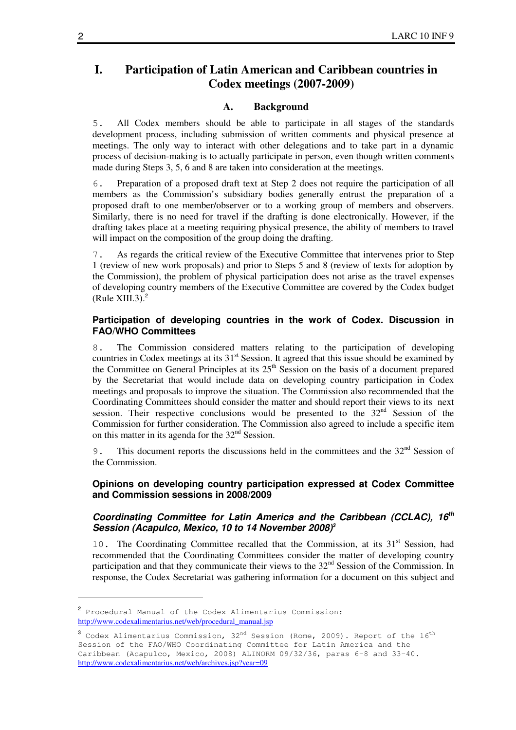# I. Participation of Latin American and Caribbean countries in Codex meetings (2007-2009)

## A. Background

5. All Codex members should be able to participate in all stages of the standards development process, including submission of written comments and physical presence at meetings. The only way to interact with other delegations and to take part in a dynamic process of decision-making is to actually participate in person, even though written comments made during Steps 3, 5, 6 and 8 are taken into consideration at the meetings.

6. Preparation of a proposed draft text at Step 2 does not require the participation of all members as the Commission's subsidiary bodies generally entrust the preparation of a proposed draft to one member/observer or to a working group of members and observers. Similarly, there is no need for travel if the drafting is done electronically. However, if the drafting takes place at a meeting requiring physical presence, the ability of members to travel will impact on the composition of the group doing the drafting.

7. As regards the critical review of the Executive Committee that intervenes prior to Step 1 (review of new work proposals) and prior to Steps 5 and 8 (review of texts for adoption by the Commission), the problem of physical participation does not arise as the travel expenses of developing country members of the Executive Committee are covered by the Codex budget (Rule XIII.3).[2]

### Participation of developing countries in the work of Codex. Discussion in FAO/WHO Committees

8. The Commission considered matters relating to the participation of developing countries in Codex meetings at its 31st Session. It agreed that this issue should be examined by the Committee on General Principles at its 25th Session on the basis of a document prepared by the Secretariat that would include data on developing country participation in Codex meetings and proposals to improve the situation. The Commission also recommended that the Coordinating Committees should consider the matter and should report their views to its next session. Their respective conclusions would be presented to the 32nd Session of the Commission for further consideration. The Commission also agreed to include a specific item on this matter in its agenda for the 32nd Session.

9. This document reports the discussions held in the committees and the 32nd Session of the Commission.

### Opinions on developing country participation expressed at Codex Committee and Commission sessions in 2008/2009

#### *Coordinating Committee for Latin America and the Caribbean (CCLAC), 16th Session (Acapulco, Mexico, 10 to 14 November 2008)*[3]

10. The Coordinating Committee recalled that the Commission, at its 31st Session, had recommended that the Coordinating Committees consider the matter of developing country participation and that they communicate their views to the 32nd Session of the Commission. In response, the Codex Secretariat was gathering information for a document on this subject and

---

[2] Procedural Manual of the Codex Alimentarius Commission: http://www.codexalimentarius.net/web/procedural_manual.jsp

[3] Codex Alimentarius Commission, 32nd Session (Rome, 2009). Report of the 16th Session of the FAO/WHO Coordinating Committee for Latin America and the Caribbean (Acapulco, Mexico, 2008) ALINORM 09/32/36, paras 6-8 and 33-40. http://www.codexalimentarius.net/web/archives.jsp?year=09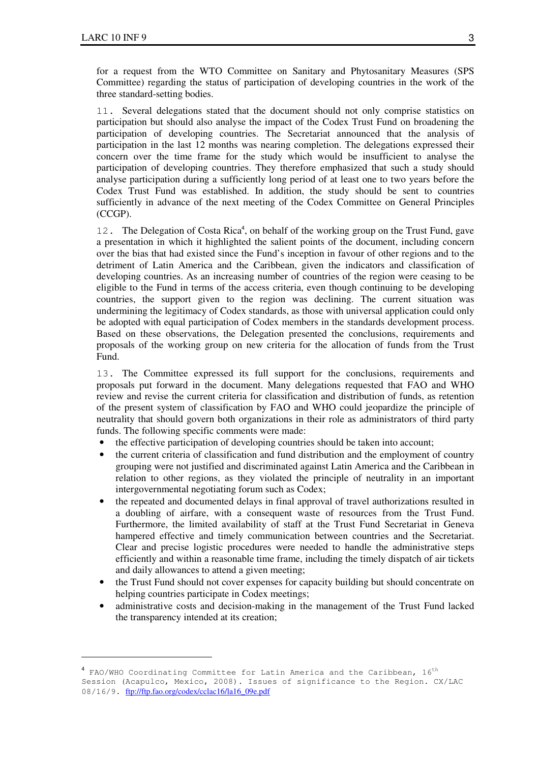for a request from the WTO Committee on Sanitary and Phytosanitary Measures (SPS Committee) regarding the status of participation of developing countries in the work of the three standard-setting bodies.

11. Several delegations stated that the document should not only comprise statistics on participation but should also analyse the impact of the Codex Trust Fund on broadening the participation of developing countries. The Secretariat announced that the analysis of participation in the last 12 months was nearing completion. The delegations expressed their concern over the time frame for the study which would be insufficient to analyse the participation of developing countries. They therefore emphasized that such a study should analyse participation during a sufficiently long period of at least one to two years before the Codex Trust Fund was established. In addition, the study should be sent to countries sufficiently in advance of the next meeting of the Codex Committee on General Principles (CCGP).

12. The Delegation of Costa Rica[4], on behalf of the working group on the Trust Fund, gave a presentation in which it highlighted the salient points of the document, including concern over the bias that had existed since the Fund's inception in favour of other regions and to the detriment of Latin America and the Caribbean, given the indicators and classification of developing countries. As an increasing number of countries of the region were ceasing to be eligible to the Fund in terms of the access criteria, even though continuing to be developing countries, the support given to the region was declining. The current situation was undermining the legitimacy of Codex standards, as those with universal application could only be adopted with equal participation of Codex members in the standards development process. Based on these observations, the Delegation presented the conclusions, requirements and proposals of the working group on new criteria for the allocation of funds from the Trust Fund.

13. The Committee expressed its full support for the conclusions, requirements and proposals put forward in the document. Many delegations requested that FAO and WHO review and revise the current criteria for classification and distribution of funds, as retention of the present system of classification by FAO and WHO could jeopardize the principle of neutrality that should govern both organizations in their role as administrators of third party funds. The following specific comments were made:

- the effective participation of developing countries should be taken into account;
- the current criteria of classification and fund distribution and the employment of country grouping were not justified and discriminated against Latin America and the Caribbean in relation to other regions, as they violated the principle of neutrality in an important intergovernmental negotiating forum such as Codex;
- the repeated and documented delays in final approval of travel authorizations resulted in a doubling of airfare, with a consequent waste of resources from the Trust Fund. Furthermore, the limited availability of staff at the Trust Fund Secretariat in Geneva hampered effective and timely communication between countries and the Secretariat. Clear and precise logistic procedures were needed to handle the administrative steps efficiently and within a reasonable time frame, including the timely dispatch of air tickets and daily allowances to attend a given meeting;
- the Trust Fund should not cover expenses for capacity building but should concentrate on helping countries participate in Codex meetings;
- administrative costs and decision-making in the management of the Trust Fund lacked the transparency intended at its creation;

---

[4] FAO/WHO Coordinating Committee for Latin America and the Caribbean, 16th Session (Acapulco, Mexico, 2008). Issues of significance to the Region. CX/LAC 08/16/9. ftp://ftp.fao.org/codex/cclac16/la16_09e.pdf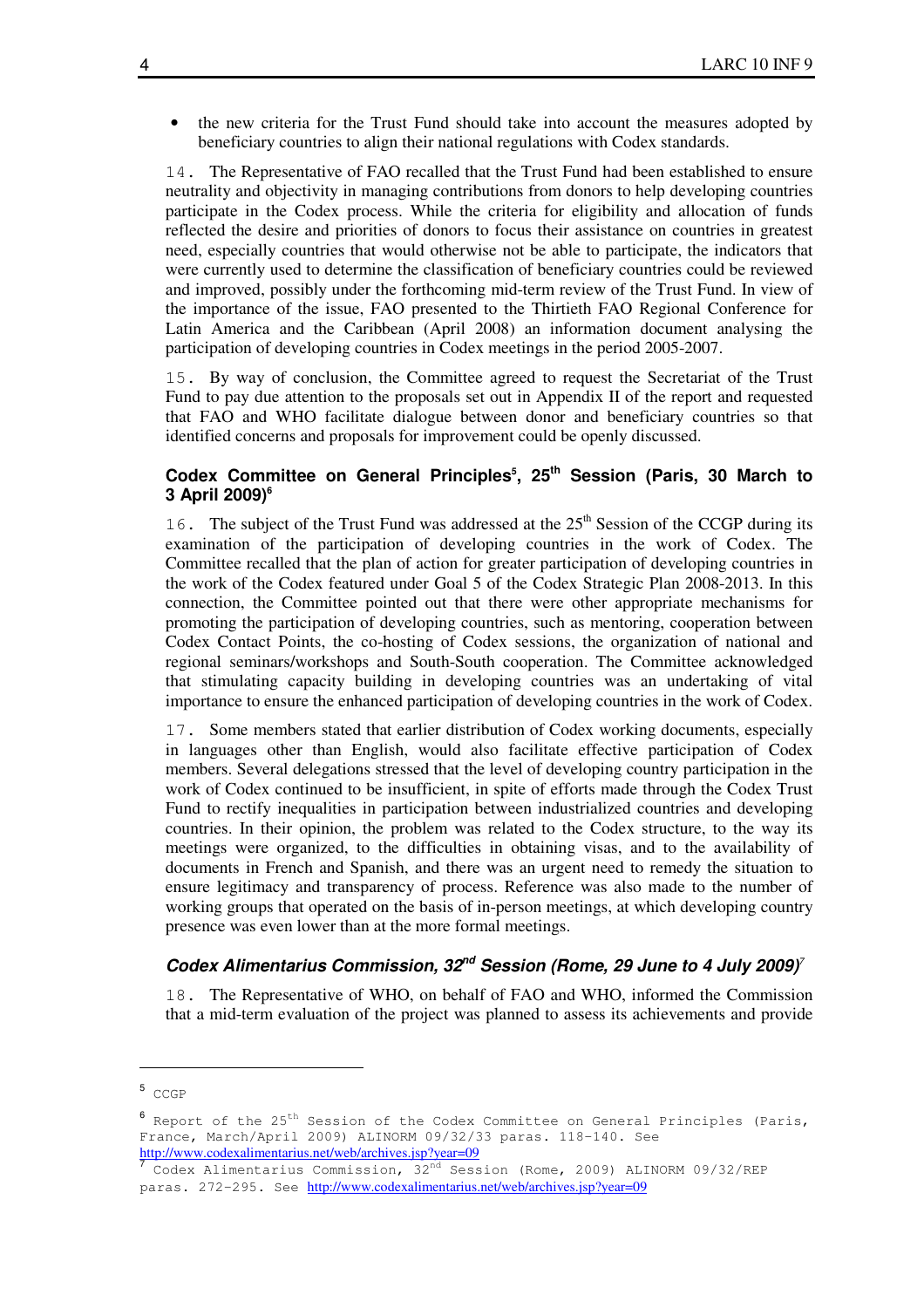- the new criteria for the Trust Fund should take into account the measures adopted by beneficiary countries to align their national regulations with Codex standards.

14. The Representative of FAO recalled that the Trust Fund had been established to ensure neutrality and objectivity in managing contributions from donors to help developing countries participate in the Codex process. While the criteria for eligibility and allocation of funds reflected the desire and priorities of donors to focus their assistance on countries in greatest need, especially countries that would otherwise not be able to participate, the indicators that were currently used to determine the classification of beneficiary countries could be reviewed and improved, possibly under the forthcoming mid-term review of the Trust Fund. In view of the importance of the issue, FAO presented to the Thirtieth FAO Regional Conference for Latin America and the Caribbean (April 2008) an information document analysing the participation of developing countries in Codex meetings in the period 2005-2007.

15. By way of conclusion, the Committee agreed to request the Secretariat of the Trust Fund to pay due attention to the proposals set out in Appendix II of the report and requested that FAO and WHO facilitate dialogue between donor and beneficiary countries so that identified concerns and proposals for improvement could be openly discussed.

### Codex Committee on General Principles[5], 25th Session (Paris, 30 March to 3 April 2009)[6]

16. The subject of the Trust Fund was addressed at the 25th Session of the CCGP during its examination of the participation of developing countries in the work of Codex. The Committee recalled that the plan of action for greater participation of developing countries in the work of the Codex featured under Goal 5 of the Codex Strategic Plan 2008-2013. In this connection, the Committee pointed out that there were other appropriate mechanisms for promoting the participation of developing countries, such as mentoring, cooperation between Codex Contact Points, the co-hosting of Codex sessions, the organization of national and regional seminars/workshops and South-South cooperation. The Committee acknowledged that stimulating capacity building in developing countries was an undertaking of vital importance to ensure the enhanced participation of developing countries in the work of Codex.

17. Some members stated that earlier distribution of Codex working documents, especially in languages other than English, would also facilitate effective participation of Codex members. Several delegations stressed that the level of developing country participation in the work of Codex continued to be insufficient, in spite of efforts made through the Codex Trust Fund to rectify inequalities in participation between industrialized countries and developing countries. In their opinion, the problem was related to the Codex structure, to the way its meetings were organized, to the difficulties in obtaining visas, and to the availability of documents in French and Spanish, and there was an urgent need to remedy the situation to ensure legitimacy and transparency of process. Reference was also made to the number of working groups that operated on the basis of in-person meetings, at which developing country presence was even lower than at the more formal meetings.

### *Codex Alimentarius Commission, 32nd Session (Rome, 29 June to 4 July 2009)*[7]

18. The Representative of WHO, on behalf of FAO and WHO, informed the Commission that a mid-term evaluation of the project was planned to assess its achievements and provide

---

[5] CCGP

[6] Report of the 25th Session of the Codex Committee on General Principles (Paris, France, March/April 2009) ALINORM 09/32/33 paras. 118-140. See http://www.codexalimentarius.net/web/archives.jsp?year=09

[7] Codex Alimentarius Commission, 32nd Session (Rome, 2009) ALINORM 09/32/REP paras. 272-295. See http://www.codexalimentarius.net/web/archives.jsp?year=09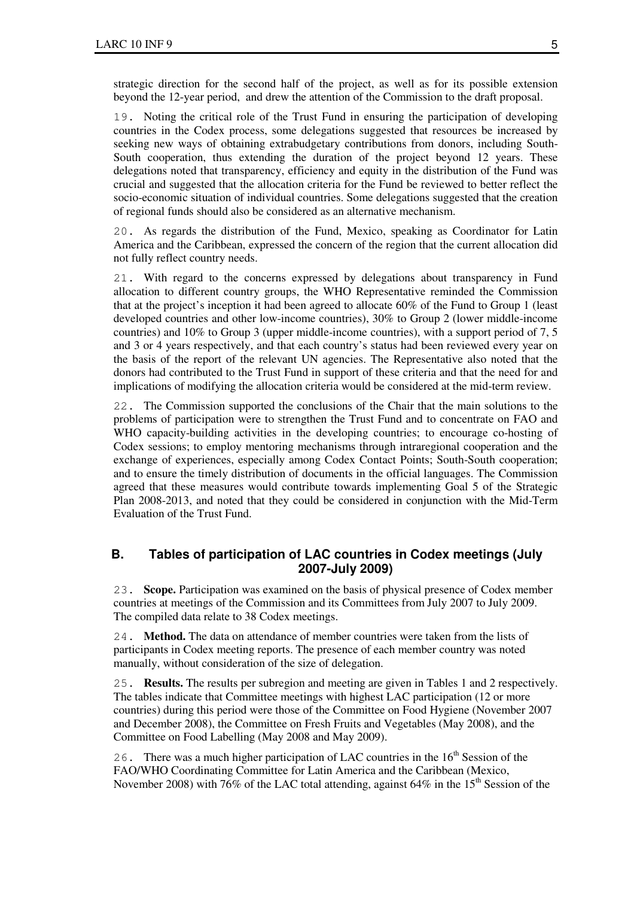strategic direction for the second half of the project, as well as for its possible extension beyond the 12-year period, and drew the attention of the Commission to the draft proposal.

19. Noting the critical role of the Trust Fund in ensuring the participation of developing countries in the Codex process, some delegations suggested that resources be increased by seeking new ways of obtaining extrabudgetary contributions from donors, including South-South cooperation, thus extending the duration of the project beyond 12 years. These delegations noted that transparency, efficiency and equity in the distribution of the Fund was crucial and suggested that the allocation criteria for the Fund be reviewed to better reflect the socio-economic situation of individual countries. Some delegations suggested that the creation of regional funds should also be considered as an alternative mechanism.

20. As regards the distribution of the Fund, Mexico, speaking as Coordinator for Latin America and the Caribbean, expressed the concern of the region that the current allocation did not fully reflect country needs.

21. With regard to the concerns expressed by delegations about transparency in Fund allocation to different country groups, the WHO Representative reminded the Commission that at the project's inception it had been agreed to allocate 60% of the Fund to Group 1 (least developed countries and other low-income countries), 30% to Group 2 (lower middle-income countries) and 10% to Group 3 (upper middle-income countries), with a support period of 7, 5 and 3 or 4 years respectively, and that each country's status had been reviewed every year on the basis of the report of the relevant UN agencies. The Representative also noted that the donors had contributed to the Trust Fund in support of these criteria and that the need for and implications of modifying the allocation criteria would be considered at the mid-term review.

22. The Commission supported the conclusions of the Chair that the main solutions to the problems of participation were to strengthen the Trust Fund and to concentrate on FAO and WHO capacity-building activities in the developing countries; to encourage co-hosting of Codex sessions; to employ mentoring mechanisms through intraregional cooperation and the exchange of experiences, especially among Codex Contact Points; South-South cooperation; and to ensure the timely distribution of documents in the official languages. The Commission agreed that these measures would contribute towards implementing Goal 5 of the Strategic Plan 2008-2013, and noted that they could be considered in conjunction with the Mid-Term Evaluation of the Trust Fund.

## B. Tables of participation of LAC countries in Codex meetings (July 2007-July 2009)

23. **Scope.** Participation was examined on the basis of physical presence of Codex member countries at meetings of the Commission and its Committees from July 2007 to July 2009. The compiled data relate to 38 Codex meetings.

24. **Method.** The data on attendance of member countries were taken from the lists of participants in Codex meeting reports. The presence of each member country was noted manually, without consideration of the size of delegation.

25. **Results.** The results per subregion and meeting are given in Tables 1 and 2 respectively. The tables indicate that Committee meetings with highest LAC participation (12 or more countries) during this period were those of the Committee on Food Hygiene (November 2007 and December 2008), the Committee on Fresh Fruits and Vegetables (May 2008), and the Committee on Food Labelling (May 2008 and May 2009).

26. There was a much higher participation of LAC countries in the 16th Session of the FAO/WHO Coordinating Committee for Latin America and the Caribbean (Mexico, November 2008) with 76% of the LAC total attending, against 64% in the 15th Session of the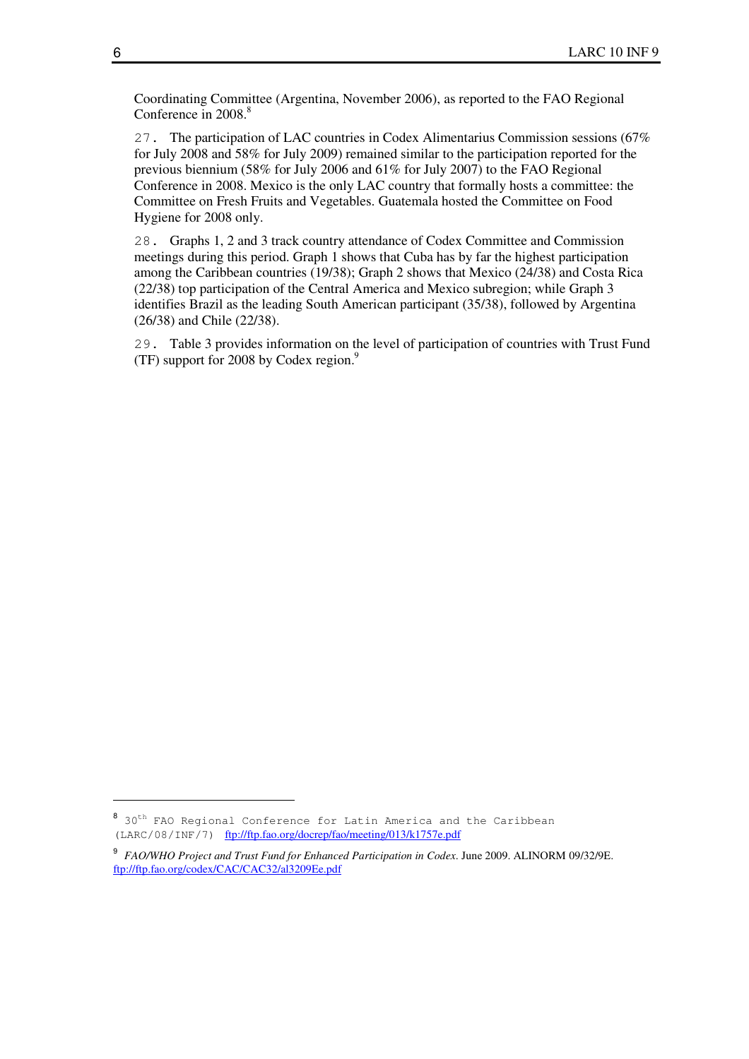Coordinating Committee (Argentina, November 2006), as reported to the FAO Regional Conference in 2008.[8]

27. The participation of LAC countries in Codex Alimentarius Commission sessions (67% for July 2008 and 58% for July 2009) remained similar to the participation reported for the previous biennium (58% for July 2006 and 61% for July 2007) to the FAO Regional Conference in 2008. Mexico is the only LAC country that formally hosts a committee: the Committee on Fresh Fruits and Vegetables. Guatemala hosted the Committee on Food Hygiene for 2008 only.

28. Graphs 1, 2 and 3 track country attendance of Codex Committee and Commission meetings during this period. Graph 1 shows that Cuba has by far the highest participation among the Caribbean countries (19/38); Graph 2 shows that Mexico (24/38) and Costa Rica (22/38) top participation of the Central America and Mexico subregion; while Graph 3 identifies Brazil as the leading South American participant (35/38), followed by Argentina (26/38) and Chile (22/38).

29. Table 3 provides information on the level of participation of countries with Trust Fund (TF) support for 2008 by Codex region.[9]

---

[8] 30th FAO Regional Conference for Latin America and the Caribbean (LARC/08/INF/7) ftp://ftp.fao.org/docrep/fao/meeting/013/k1757e.pdf

[9] *FAO/WHO Project and Trust Fund for Enhanced Participation in Codex*. June 2009. ALINORM 09/32/9E. ftp://ftp.fao.org/codex/CAC/CAC32/al3209Ee.pdf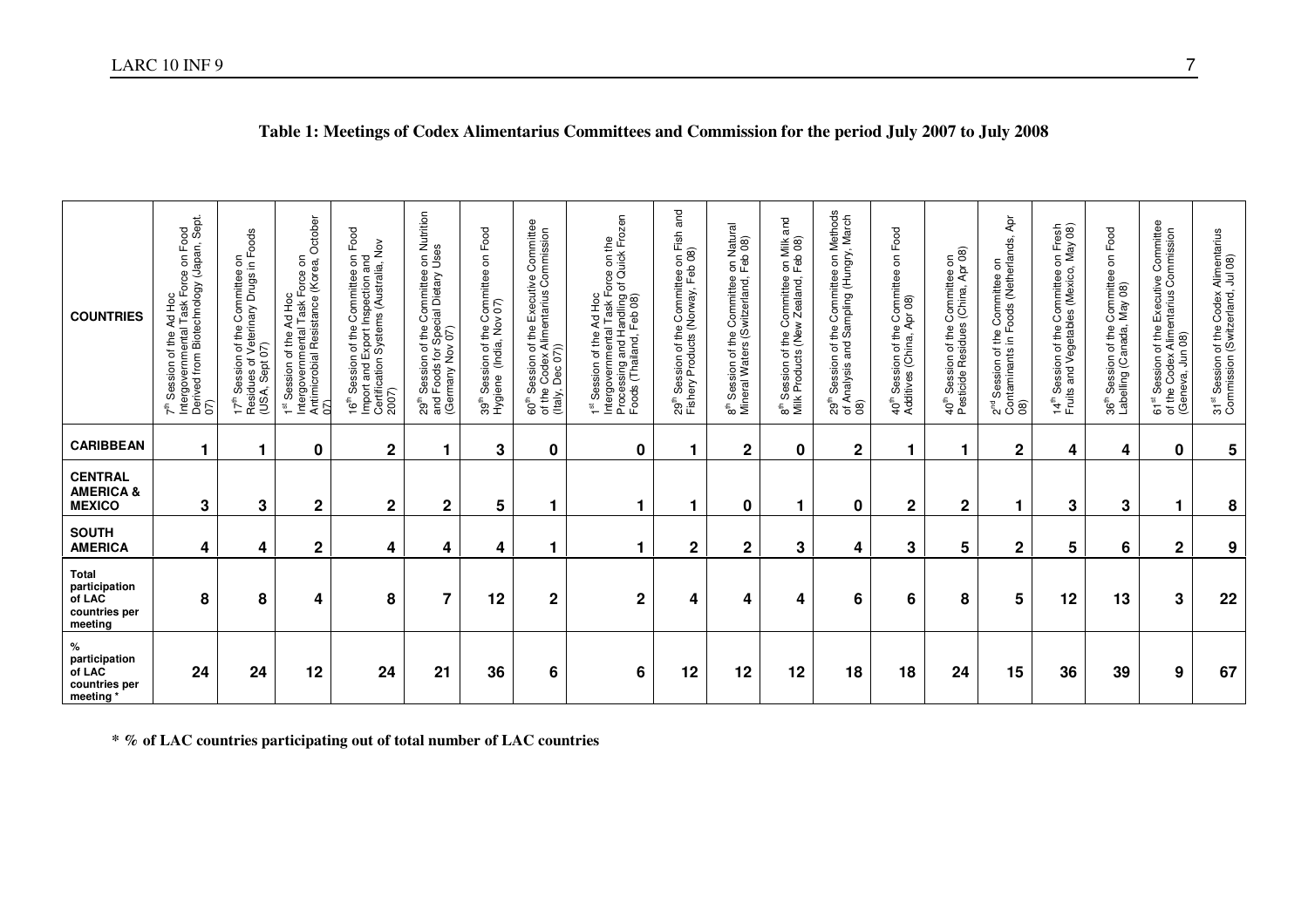**Table 1: Meetings of Codex Alimentarius Committees and Commission for the period July 2007 to July 2008**

| COUNTRIES | 7th Session of the Ad Hoc Intergovernmental Task Force on Food Derived from Biotechnology (Japan, Sept. 07) | 17th Session of the Committee on Residues of Veterinary Drugs in Foods (USA, Sept 07) | 1st Session of the Ad Hoc Intergovernmental Task Force on Antimicrobial Resistance (Korea, October 07) | 16th Session of the Committee on Food Import and Export Inspection and Certification Systems (Australia, Nov 2007) | 29th Session of the Committee on Nutrition and Foods for Special Dietary Uses (Germany Nov 07) | 39th Session of the Committee on Food Hygiene (India, Nov 07) | 60th Session of the Executive Committee of the Codex Alimentarius Commission (Italy, Dec 07)) | 1st Session of the Ad Hoc Intergovernmental Task Force on the Processing and Handling of Quick Frozen Foods (Thailand, Feb 08) | 29th Session of the Committee on Fish and Fishery Products (Norway, Feb 08) | 8th Session of the Committee on Natural Mineral Waters (Switzerland, Feb 08) | 8th Session of the Committee on Milk and Milk Products (New Zealand, Feb 08) | 29th Session of the Committee on Methods of Analysis and Sampling (Hungry, March 08) | 40th Session of the Committee on Food Additives (China, Apr 08) | 40th Session of the Committee on Pesticide Residues (China, Apr 08) | 2nd Session of the Committee on Contaminants in Foods (Netherlands, Apr 08) | 14th Session of the Committee on Fresh Fruits and Vegetables (Mexico, May 08) | 36th Session of the Committee on Food Labelling (Canada, May 08) | 61st Session of the Executive Committee of the Codex Alimentarius Commission (Geneva, Jun 08) | 31st Session of the Codex Alimentarius Commission (Switzerland, Jul 08) |
|---|---|---|---|---|---|---|---|---|---|---|---|---|---|---|---|---|---|---|---|
| **CARIBBEAN** | 1 | 1 | 0 | 2 | 1 | 3 | 0 | 0 | 1 | 2 | 0 | 2 | 1 | 1 | 2 | 4 | 4 | 0 | 5 |
| **CENTRAL AMERICA & MEXICO** | 3 | 3 | 2 | 2 | 2 | 5 | 1 | 1 | 1 | 0 | 1 | 0 | 2 | 2 | 1 | 3 | 3 | 1 | 8 |
| **SOUTH AMERICA** | 4 | 4 | 2 | 4 | 4 | 4 | 1 | 1 | 2 | 2 | 3 | 4 | 3 | 5 | 2 | 5 | 6 | 2 | 9 |
| **Total participation of LAC countries per meeting** | 8 | 8 | 4 | 8 | 7 | 12 | 2 | 2 | 4 | 4 | 4 | 6 | 6 | 8 | 5 | 12 | 13 | 3 | 22 |
| **% participation of LAC countries per meeting \*** | 24 | 24 | 12 | 24 | 21 | 36 | 6 | 6 | 12 | 12 | 12 | 18 | 18 | 24 | 15 | 36 | 39 | 9 | 67 |

**\* % of LAC countries participating out of total number of LAC countries**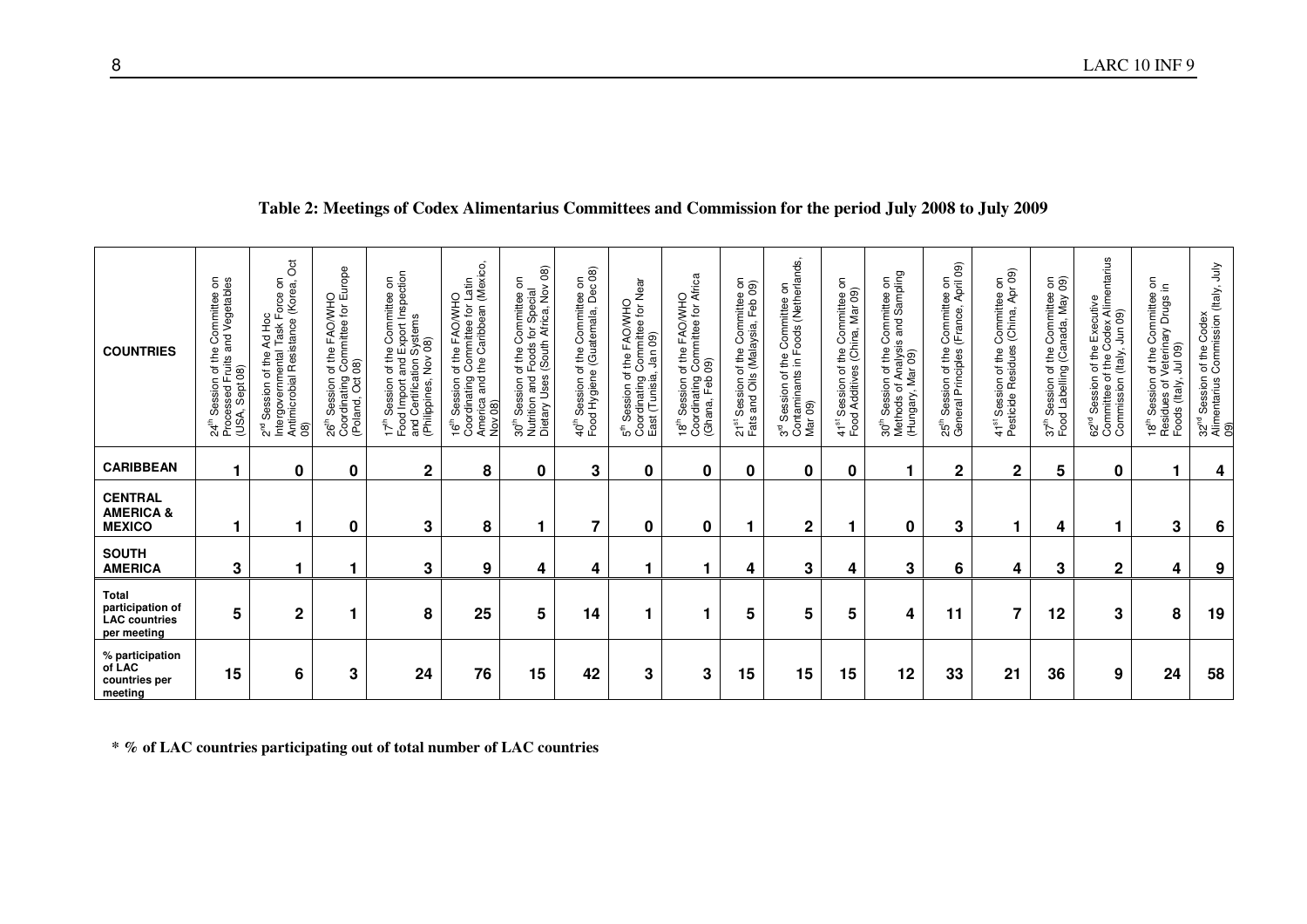**Table 2: Meetings of Codex Alimentarius Committees and Commission for the period July 2008 to July 2009**

| COUNTRIES | 24th Session of the Committee on Processed Fruits and Vegetables (USA, Sept 08) | 2nd Session of the Ad Hoc Intergovernmental Task Force on Antimicrobial Resistance (Korea, Oct 08) | 26th Session of the FAO/WHO Coordinating Committee for Europe (Poland, Oct 08) | 17th Session of the Committee on Food Import and Export Inspection and Certification Systems (Philippines, Nov 08) | 16th Session of the FAO/WHO Coordinating Committee for Latin America and the Caribbean (Mexico, Nov 08) | 30th Session of the Committee on Nutrition and Foods for Special Dietary Uses (South Africa, Nov 08) | 40th Session of the Committee on Food Hygiene (Guatemala, Dec 08) | 5th Session of the FAO/WHO Coordinating Committee for Near East (Tunisia, Jan 09) | 18th Session of the FAO/WHO Coordinating Committee for Africa (Ghana, Feb 09) | 21st Session of the Committee on Fats and Oils (Malaysia, Feb 09) | 3rd Session of the Committee on Contaminants in Foods (Netherlands, Mar 09) | 41st Session of the Committee on Food Additives (China, Mar 09) | 30th Session of the Committee on Methods of Analysis and Sampling (Hungary, Mar 09) | 25th Session of the Committee on General Principles (France, April 09) | 41st Session of the Committee on Pesticide Residues (China, Apr 09) | 37th Session of the Committee on Food Labelling (Canada, May 09) | 62nd Session of the Executive Committee of the Codex Alimentarius Commission (Italy, Jun 09) | 18th Session of the Committee on Residues of Veterinary Drugs in Foods (Italy, Jul 09) | 32nd Session of the Codex Alimentarius Commission (Italy, July 09) |
|---|---|---|---|---|---|---|---|---|---|---|---|---|---|---|---|---|---|---|---|
| **CARIBBEAN** | 1 | 0 | 0 | 2 | 8 | 0 | 3 | 0 | 0 | 0 | 0 | 0 | 1 | 2 | 2 | 5 | 0 | 1 | 4 |
| **CENTRAL AMERICA & MEXICO** | 1 | 1 | 0 | 3 | 8 | 1 | 7 | 0 | 0 | 1 | 2 | 1 | 0 | 3 | 1 | 4 | 1 | 3 | 6 |
| **SOUTH AMERICA** | 3 | 1 | 1 | 3 | 9 | 4 | 4 | 1 | 1 | 4 | 3 | 4 | 3 | 6 | 4 | 3 | 2 | 4 | 9 |
| **Total participation of LAC countries per meeting** | 5 | 2 | 1 | 8 | 25 | 5 | 14 | 1 | 1 | 5 | 5 | 5 | 4 | 11 | 7 | 12 | 3 | 8 | 19 |
| **% participation of LAC countries per meeting** | 15 | 6 | 3 | 24 | 76 | 15 | 42 | 3 | 3 | 15 | 15 | 15 | 12 | 33 | 21 | 36 | 9 | 24 | 58 |

**\* % of LAC countries participating out of total number of LAC countries**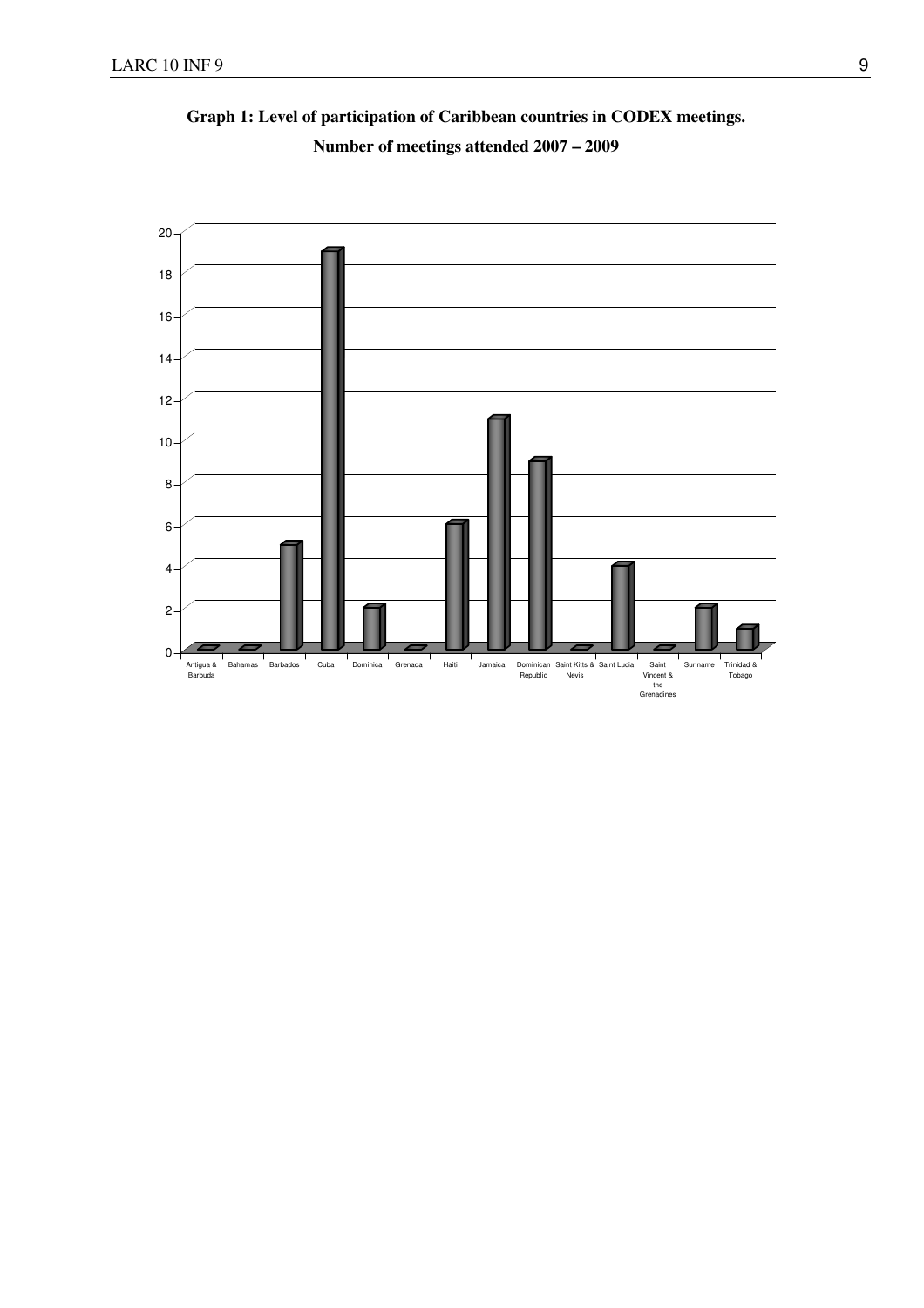**Graph 1: Level of participation of Caribbean countries in CODEX meetings.**

**Number of meetings attended 2007 – 2009**

| Country | Number of meetings attended |
|---|---|
| Antigua & Barbuda | 0 |
| Bahamas | 0 |
| Barbados | 5 |
| Cuba | 19 |
| Dominica | 2 |
| Grenada | 0 |
| Haiti | 6 |
| Jamaica | 11 |
| Dominican Republic | 9 |
| Saint Kitts & Nevis | 0 |
| Saint Lucia | 4 |
| Saint Vincent & the Grenadines | 0 |
| Suriname | 2 |
| Trinidad & Tobago | 1 |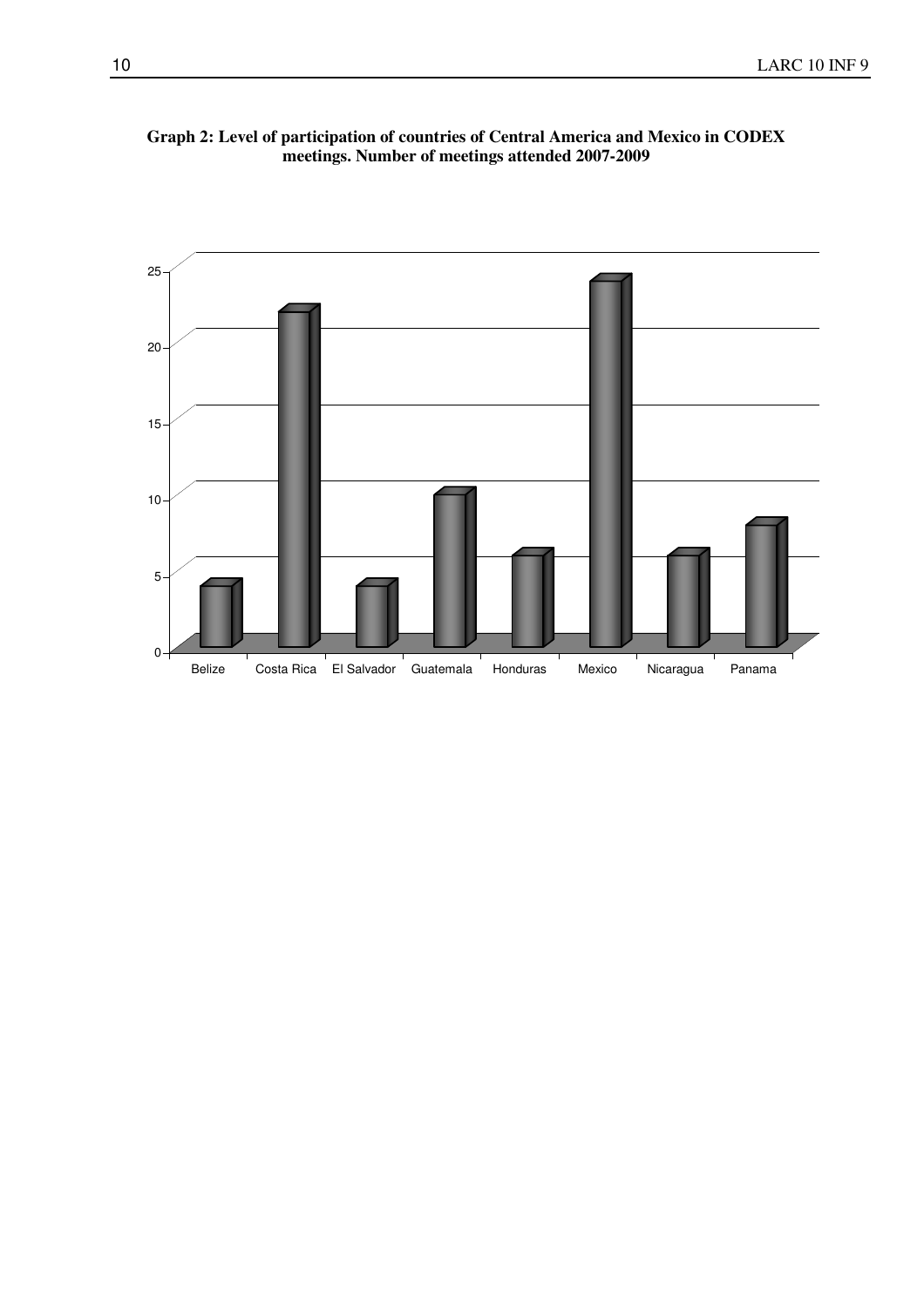**Graph 2: Level of participation of countries of Central America and Mexico in CODEX meetings. Number of meetings attended 2007-2009**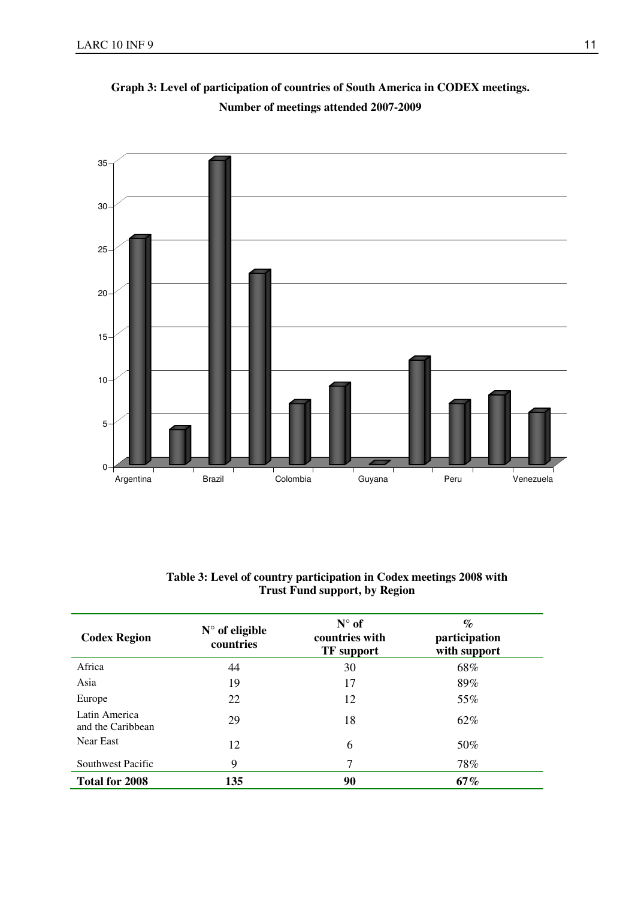**Graph 3: Level of participation of countries of South America in CODEX meetings. Number of meetings attended 2007-2009**

**Table 3: Level of country participation in Codex meetings 2008 with Trust Fund support, by Region**

| Codex Region | N° of eligible countries | N° of countries with TF support | % participation with support |
|---|---|---|---|
| Africa | 44 | 30 | 68% |
| Asia | 19 | 17 | 89% |
| Europe | 22 | 12 | 55% |
| Latin America and the Caribbean | 29 | 18 | 62% |
| Near East | 12 | 6 | 50% |
| Southwest Pacific | 9 | 7 | 78% |
| **Total for 2008** | **135** | **90** | **67%** |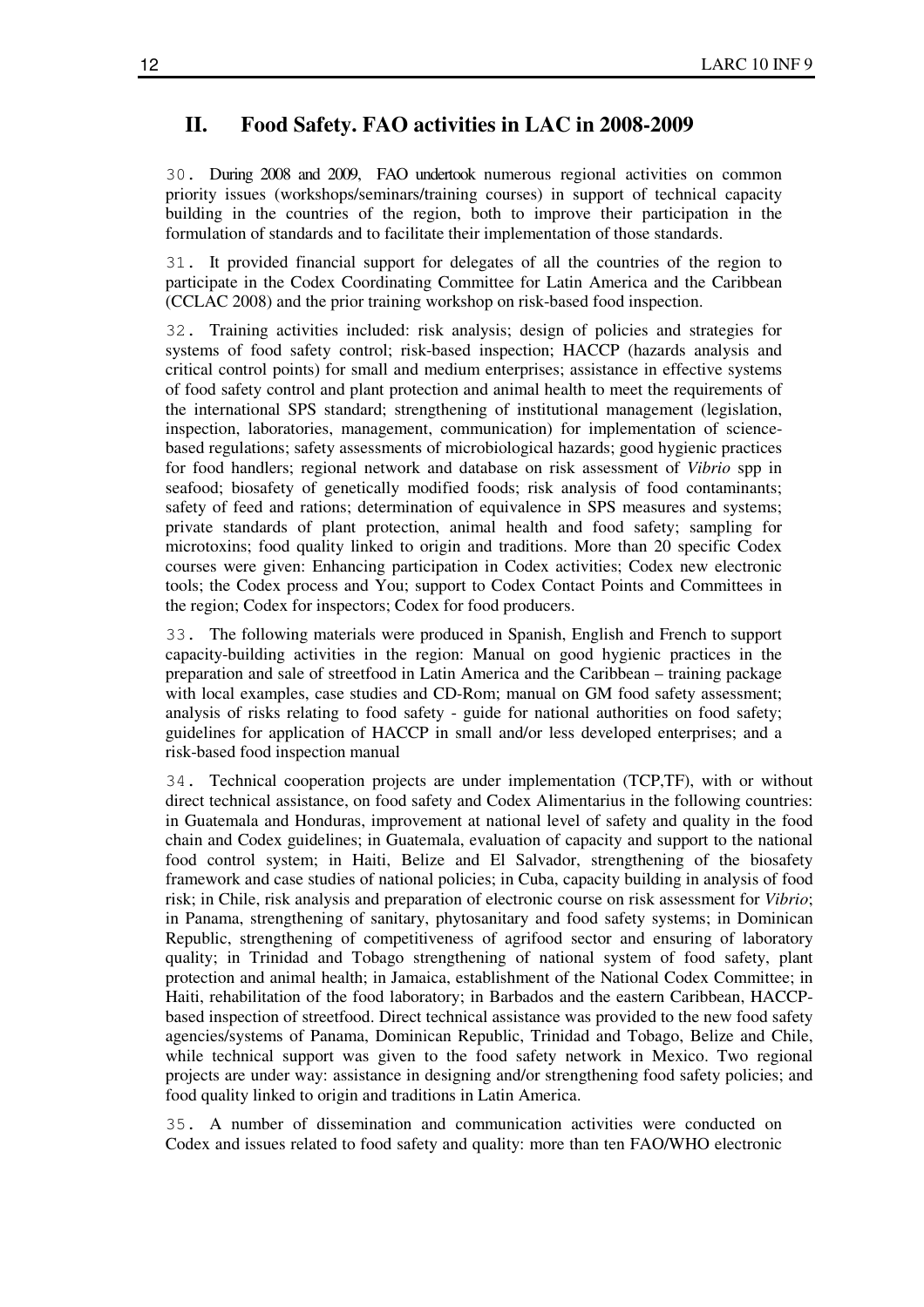## II. Food Safety. FAO activities in LAC in 2008-2009

30. During 2008 and 2009, FAO undertook numerous regional activities on common priority issues (workshops/seminars/training courses) in support of technical capacity building in the countries of the region, both to improve their participation in the formulation of standards and to facilitate their implementation of those standards.

31. It provided financial support for delegates of all the countries of the region to participate in the Codex Coordinating Committee for Latin America and the Caribbean (CCLAC 2008) and the prior training workshop on risk-based food inspection.

32. Training activities included: risk analysis; design of policies and strategies for systems of food safety control; risk-based inspection; HACCP (hazards analysis and critical control points) for small and medium enterprises; assistance in effective systems of food safety control and plant protection and animal health to meet the requirements of the international SPS standard; strengthening of institutional management (legislation, inspection, laboratories, management, communication) for implementation of science-based regulations; safety assessments of microbiological hazards; good hygienic practices for food handlers; regional network and database on risk assessment of *Vibrio* spp in seafood; biosafety of genetically modified foods; risk analysis of food contaminants; safety of feed and rations; determination of equivalence in SPS measures and systems; private standards of plant protection, animal health and food safety; sampling for microtoxins; food quality linked to origin and traditions. More than 20 specific Codex courses were given: Enhancing participation in Codex activities; Codex new electronic tools; the Codex process and You; support to Codex Contact Points and Committees in the region; Codex for inspectors; Codex for food producers.

33. The following materials were produced in Spanish, English and French to support capacity-building activities in the region: Manual on good hygienic practices in the preparation and sale of streetfood in Latin America and the Caribbean – training package with local examples, case studies and CD-Rom; manual on GM food safety assessment; analysis of risks relating to food safety - guide for national authorities on food safety; guidelines for application of HACCP in small and/or less developed enterprises; and a risk-based food inspection manual

34. Technical cooperation projects are under implementation (TCP,TF), with or without direct technical assistance, on food safety and Codex Alimentarius in the following countries: in Guatemala and Honduras, improvement at national level of safety and quality in the food chain and Codex guidelines; in Guatemala, evaluation of capacity and support to the national food control system; in Haiti, Belize and El Salvador, strengthening of the biosafety framework and case studies of national policies; in Cuba, capacity building in analysis of food risk; in Chile, risk analysis and preparation of electronic course on risk assessment for *Vibrio*; in Panama, strengthening of sanitary, phytosanitary and food safety systems; in Dominican Republic, strengthening of competitiveness of agrifood sector and ensuring of laboratory quality; in Trinidad and Tobago strengthening of national system of food safety, plant protection and animal health; in Jamaica, establishment of the National Codex Committee; in Haiti, rehabilitation of the food laboratory; in Barbados and the eastern Caribbean, HACCP-based inspection of streetfood. Direct technical assistance was provided to the new food safety agencies/systems of Panama, Dominican Republic, Trinidad and Tobago, Belize and Chile, while technical support was given to the food safety network in Mexico. Two regional projects are under way: assistance in designing and/or strengthening food safety policies; and food quality linked to origin and traditions in Latin America.

35. A number of dissemination and communication activities were conducted on Codex and issues related to food safety and quality: more than ten FAO/WHO electronic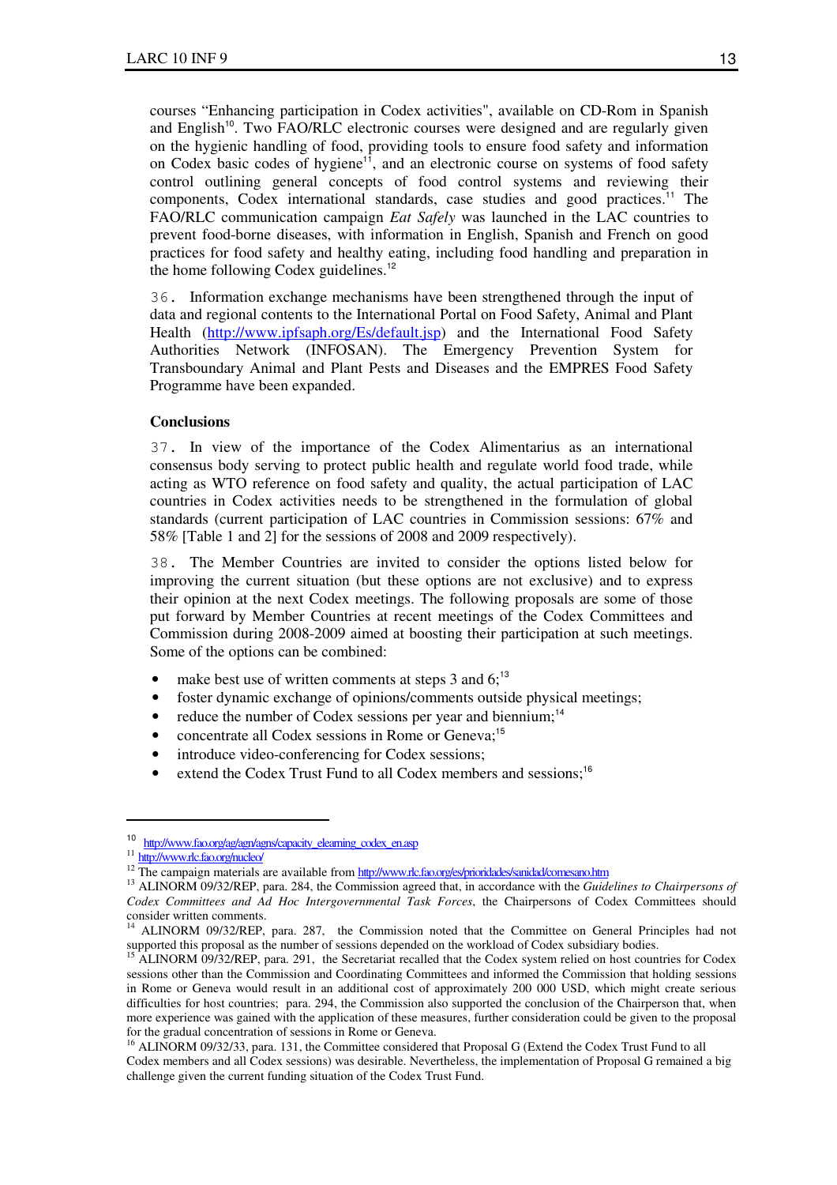courses "Enhancing participation in Codex activities", available on CD-Rom in Spanish and English[10]. Two FAO/RLC electronic courses were designed and are regularly given on the hygienic handling of food, providing tools to ensure food safety and information on Codex basic codes of hygiene[11], and an electronic course on systems of food safety control outlining general concepts of food control systems and reviewing their components, Codex international standards, case studies and good practices.[11] The FAO/RLC communication campaign *Eat Safely* was launched in the LAC countries to prevent food-borne diseases, with information in English, Spanish and French on good practices for food safety and healthy eating, including food handling and preparation in the home following Codex guidelines.[12]

36. Information exchange mechanisms have been strengthened through the input of data and regional contents to the International Portal on Food Safety, Animal and Plant Health (http://www.ipfsaph.org/Es/default.jsp) and the International Food Safety Authorities Network (INFOSAN). The Emergency Prevention System for Transboundary Animal and Plant Pests and Diseases and the EMPRES Food Safety Programme have been expanded.

**Conclusions**

37. In view of the importance of the Codex Alimentarius as an international consensus body serving to protect public health and regulate world food trade, while acting as WTO reference on food safety and quality, the actual participation of LAC countries in Codex activities needs to be strengthened in the formulation of global standards (current participation of LAC countries in Commission sessions: 67% and 58% [Table 1 and 2] for the sessions of 2008 and 2009 respectively).

38. The Member Countries are invited to consider the options listed below for improving the current situation (but these options are not exclusive) and to express their opinion at the next Codex meetings. The following proposals are some of those put forward by Member Countries at recent meetings of the Codex Committees and Commission during 2008-2009 aimed at boosting their participation at such meetings. Some of the options can be combined:

- make best use of written comments at steps 3 and 6;[13]
- foster dynamic exchange of opinions/comments outside physical meetings;
- reduce the number of Codex sessions per year and biennium;[14]
- concentrate all Codex sessions in Rome or Geneva;[15]
- introduce video-conferencing for Codex sessions;
- extend the Codex Trust Fund to all Codex members and sessions;[16]

---

[10] http://www.fao.org/ag/agn/agns/capacity_elearning_codex_en.asp

[11] http://www.rlc.fao.org/nucleo/

[12] The campaign materials are available from http://www.rlc.fao.org/es/prioridades/sanidad/comesano.htm

[13] ALINORM 09/32/REP, para. 284, the Commission agreed that, in accordance with the *Guidelines to Chairpersons of Codex Committees and Ad Hoc Intergovernmental Task Forces*, the Chairpersons of Codex Committees should consider written comments.

[14] ALINORM 09/32/REP, para. 287, the Commission noted that the Committee on General Principles had not supported this proposal as the number of sessions depended on the workload of Codex subsidiary bodies.

[15] ALINORM 09/32/REP, para. 291, the Secretariat recalled that the Codex system relied on host countries for Codex sessions other than the Commission and Coordinating Committees and informed the Commission that holding sessions in Rome or Geneva would result in an additional cost of approximately 200 000 USD, which might create serious difficulties for host countries; para. 294, the Commission also supported the conclusion of the Chairperson that, when more experience was gained with the application of these measures, further consideration could be given to the proposal for the gradual concentration of sessions in Rome or Geneva.

[16] ALINORM 09/32/33, para. 131, the Committee considered that Proposal G (Extend the Codex Trust Fund to all Codex members and all Codex sessions) was desirable. Nevertheless, the implementation of Proposal G remained a big challenge given the current funding situation of the Codex Trust Fund.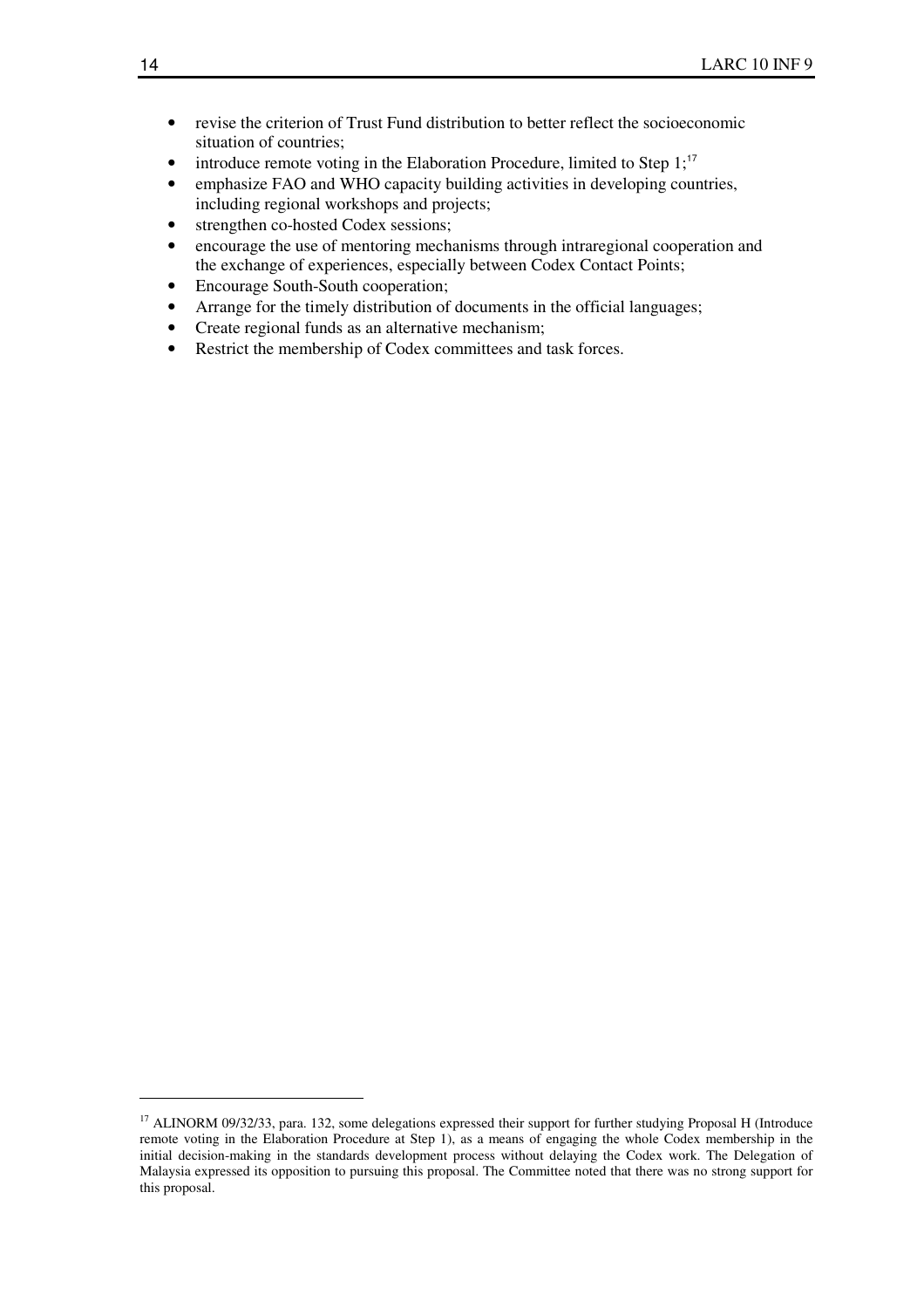- revise the criterion of Trust Fund distribution to better reflect the socioeconomic situation of countries;
- introduce remote voting in the Elaboration Procedure, limited to Step 1;[17]
- emphasize FAO and WHO capacity building activities in developing countries, including regional workshops and projects;
- strengthen co-hosted Codex sessions;
- encourage the use of mentoring mechanisms through intraregional cooperation and the exchange of experiences, especially between Codex Contact Points;
- Encourage South-South cooperation;
- Arrange for the timely distribution of documents in the official languages;
- Create regional funds as an alternative mechanism;
- Restrict the membership of Codex committees and task forces.

---

[17] ALINORM 09/32/33, para. 132, some delegations expressed their support for further studying Proposal H (Introduce remote voting in the Elaboration Procedure at Step 1), as a means of engaging the whole Codex membership in the initial decision-making in the standards development process without delaying the Codex work. The Delegation of Malaysia expressed its opposition to pursuing this proposal. The Committee noted that there was no strong support for this proposal.